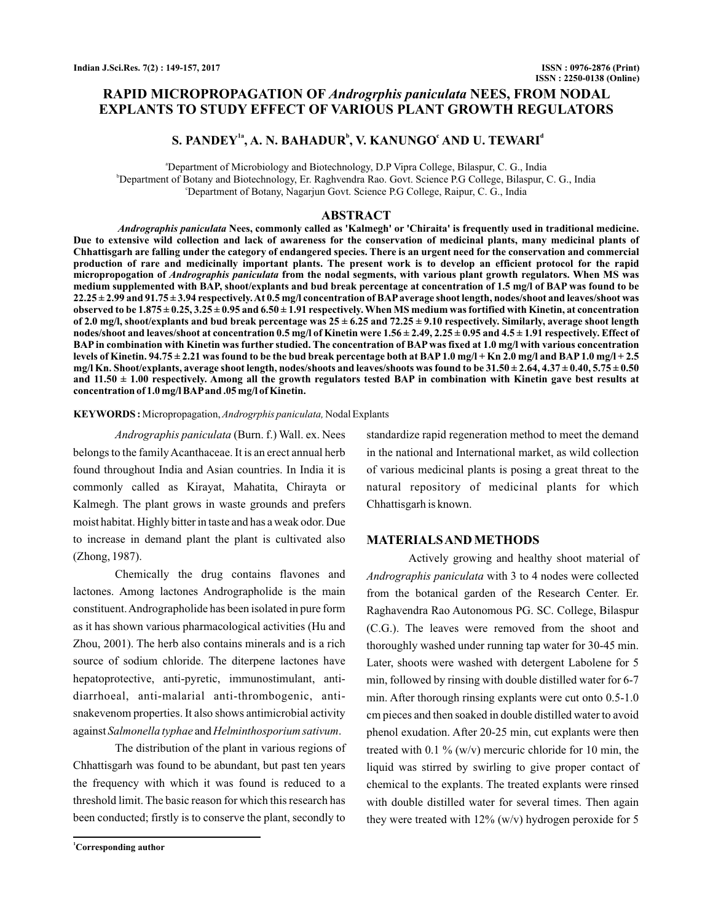# RAPID MICROPROPAGATION OF *Androgrphis paniculata* NEES, FROM NODAL EXPLANTS TO STUDY EFFECT OF VARIOUS PLANT GROWTH REGULATORS

**S. PANDEY[1a], A. N. BAHADUR[b], V. KANUNGO[c] AND U. TEWARI[d]**

[a]Department of Microbiology and Biotechnology, D.P Vipra College, Bilaspur, C. G., India
[b]Department of Botany and Biotechnology, Er. Raghvendra Rao. Govt. Science P.G College, Bilaspur, C. G., India
[c]Department of Botany, Nagarjun Govt. Science P.G College, Raipur, C. G., India

## ABSTRACT

***Andrographis paniculata*** **Nees, commonly called as 'Kalmegh' or 'Chiraita' is frequently used in traditional medicine. Due to extensive wild collection and lack of awareness for the conservation of medicinal plants, many medicinal plants of Chhattisgarh are falling under the category of endangered species. There is an urgent need for the conservation and commercial production of rare and medicinally important plants. The present work is to develop an efficient protocol for the rapid micropropogation of** ***Andrographis paniculata*** **from the nodal segments, with various plant growth regulators. When MS was medium supplemented with BAP, shoot/explants and bud break percentage at concentration of 1.5 mg/l of BAP was found to be 22.25 ± 2.99 and 91.75 ± 3.94 respectively. At 0.5 mg/l concentration of BAP average shoot length, nodes/shoot and leaves/shoot was observed to be 1.875 ± 0.25, 3.25 ± 0.95 and 6.50 ± 1.91 respectively. When MS medium was fortified with Kinetin, at concentration of 2.0 mg/l, shoot/explants and bud break percentage was 25 ± 6.25 and 72.25 ± 9.10 respectively. Similarly, average shoot length nodes/shoot and leaves/shoot at concentration 0.5 mg/l of Kinetin were 1.56 ± 2.49, 2.25 ± 0.95 and 4.5 ± 1.91 respectively. Effect of BAP in combination with Kinetin was further studied. The concentration of BAP was fixed at 1.0 mg/l with various concentration levels of Kinetin. 94.75 ± 2.21 was found to be the bud break percentage both at BAP 1.0 mg/l + Kn 2.0 mg/l and BAP 1.0 mg/l + 2.5 mg/l Kn. Shoot/explants, average shoot length, nodes/shoots and leaves/shoots was found to be 31.50 ± 2.64, 4.37 ± 0.40, 5.75 ± 0.50 and 11.50 ± 1.00 respectively. Among all the growth regulators tested BAP in combination with Kinetin gave best results at concentration of 1.0 mg/l BAP and .05 mg/l of Kinetin.**

**KEYWORDS :** Micropropagation, *Androgrphis paniculata,* Nodal Explants

*Andrographis paniculata* (Burn. f.) Wall. ex. Nees belongs to the family Acanthaceae. It is an erect annual herb found throughout India and Asian countries. In India it is commonly called as Kirayat, Mahatita, Chirayta or Kalmegh. The plant grows in waste grounds and prefers moist habitat. Highly bitter in taste and has a weak odor. Due to increase in demand plant the plant is cultivated also (Zhong, 1987).

Chemically the drug contains flavones and lactones. Among lactones Andrographolide is the main constituent. Andrographolide has been isolated in pure form as it has shown various pharmacological activities (Hu and Zhou, 2001). The herb also contains minerals and is a rich source of sodium chloride. The diterpene lactones have hepatoprotective, anti-pyretic, immunostimulant, anti-diarrhoeal, anti-malarial anti-thrombogenic, anti-snakevenom properties. It also shows antimicrobial activity against *Salmonella typhae* and *Helminthosporium sativum*.

The distribution of the plant in various regions of Chhattisgarh was found to be abundant, but past ten years the frequency with which it was found is reduced to a threshold limit. The basic reason for which this research has been conducted; firstly is to conserve the plant, secondly to standardize rapid regeneration method to meet the demand in the national and International market, as wild collection of various medicinal plants is posing a great threat to the natural repository of medicinal plants for which Chhattisgarh is known.

## MATERIALS AND METHODS

Actively growing and healthy shoot material of *Andrographis paniculata* with 3 to 4 nodes were collected from the botanical garden of the Research Center. Er. Raghavendra Rao Autonomous PG. SC. College, Bilaspur (C.G.). The leaves were removed from the shoot and thoroughly washed under running tap water for 30-45 min. Later, shoots were washed with detergent Labolene for 5 min, followed by rinsing with double distilled water for 6-7 min. After thorough rinsing explants were cut onto 0.5-1.0 cm pieces and then soaked in double distilled water to avoid phenol exudation. After 20-25 min, cut explants were then treated with 0.1 % (w/v) mercuric chloride for 10 min, the liquid was stirred by swirling to give proper contact of chemical to the explants. The treated explants were rinsed with double distilled water for several times. Then again they were treated with 12% (w/v) hydrogen peroxide for 5

[1]Corresponding author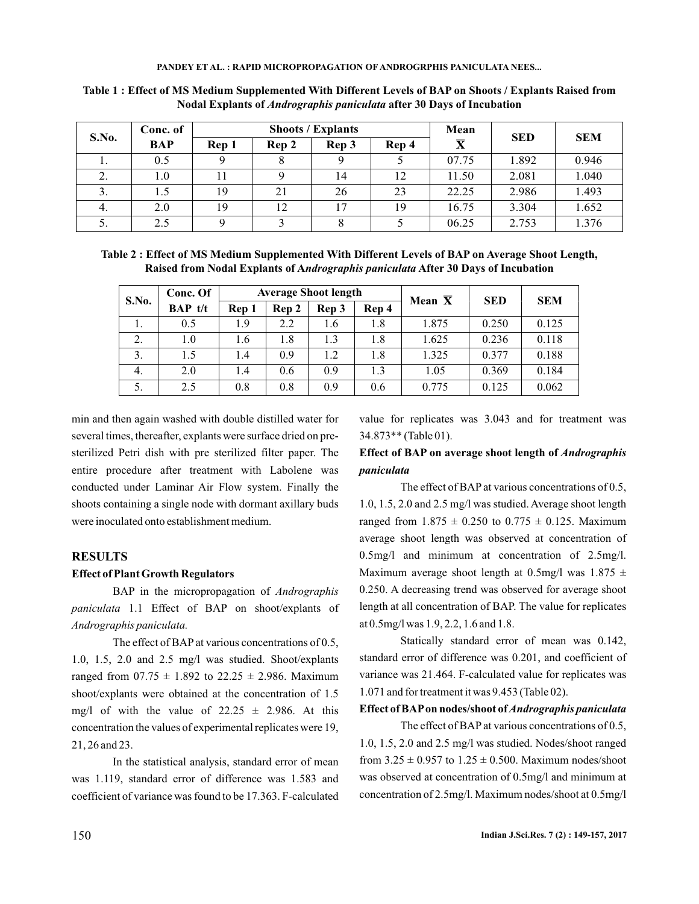**Table 1 : Effect of MS Medium Supplemented With Different Levels of BAP on Shoots / Explants Raised from Nodal Explants of *Andrographis paniculata* after 30 Days of Incubation**

| S.No. | Conc. of BAP | Shoots / Explants | | | | Mean $\overline{X}$ | SED | SEM |
|---|---|---|---|---|---|---|---|---|
| | | Rep 1 | Rep 2 | Rep 3 | Rep 4 | | | |
| 1. | 0.5 | 9 | 8 | 9 | 5 | 07.75 | 1.892 | 0.946 |
| 2. | 1.0 | 11 | 9 | 14 | 12 | 11.50 | 2.081 | 1.040 |
| 3. | 1.5 | 19 | 21 | 26 | 23 | 22.25 | 2.986 | 1.493 |
| 4. | 2.0 | 19 | 12 | 17 | 19 | 16.75 | 3.304 | 1.652 |
| 5. | 2.5 | 9 | 3 | 8 | 5 | 06.25 | 2.753 | 1.376 |

**Table 2 : Effect of MS Medium Supplemented With Different Levels of BAP on Average Shoot Length, Raised from Nodal Explants of A*ndrographis paniculata* After 30 Days of Incubation**

| S.No. | Conc. Of BAP t/t | Average Shoot length | | | | Mean $\overline{X}$ | SED | SEM |
|---|---|---|---|---|---|---|---|---|
| | | Rep 1 | Rep 2 | Rep 3 | Rep 4 | | | |
| 1. | 0.5 | 1.9 | 2.2 | 1.6 | 1.8 | 1.875 | 0.250 | 0.125 |
| 2. | 1.0 | 1.6 | 1.8 | 1.3 | 1.8 | 1.625 | 0.236 | 0.118 |
| 3. | 1.5 | 1.4 | 0.9 | 1.2 | 1.8 | 1.325 | 0.377 | 0.188 |
| 4. | 2.0 | 1.4 | 0.6 | 0.9 | 1.3 | 1.05 | 0.369 | 0.184 |
| 5. | 2.5 | 0.8 | 0.8 | 0.9 | 0.6 | 0.775 | 0.125 | 0.062 |

min and then again washed with double distilled water for several times, thereafter, explants were surface dried on pre-sterilized Petri dish with pre sterilized filter paper. The entire procedure after treatment with Labolene was conducted under Laminar Air Flow system. Finally the shoots containing a single node with dormant axillary buds were inoculated onto establishment medium.

## RESULTS

### Effect of Plant Growth Regulators

BAP in the micropropagation of *Andrographis paniculata* 1.1 Effect of BAP on shoot/explants of *Andrographis paniculata.*

The effect of BAP at various concentrations of 0.5, 1.0, 1.5, 2.0 and 2.5 mg/l was studied. Shoot/explants ranged from 07.75 ± 1.892 to 22.25 ± 2.986. Maximum shoot/explants were obtained at the concentration of 1.5 mg/l of with the value of 22.25 ± 2.986. At this concentration the values of experimental replicates were 19, 21, 26 and 23.

In the statistical analysis, standard error of mean was 1.119, standard error of difference was 1.583 and coefficient of variance was found to be 17.363. F-calculated value for replicates was 3.043 and for treatment was 34.873** (Table 01).

### Effect of BAP on average shoot length of *Andrographis paniculata*

The effect of BAP at various concentrations of 0.5, 1.0, 1.5, 2.0 and 2.5 mg/l was studied. Average shoot length ranged from 1.875 ± 0.250 to 0.775 ± 0.125. Maximum average shoot length was observed at concentration of 0.5mg/l and minimum at concentration of 2.5mg/l. Maximum average shoot length at 0.5mg/l was 1.875 ± 0.250. A decreasing trend was observed for average shoot length at all concentration of BAP. The value for replicates at 0.5mg/l was 1.9, 2.2, 1.6 and 1.8.

Statically standard error of mean was 0.142, standard error of difference was 0.201, and coefficient of variance was 21.464. F-calculated value for replicates was 1.071 and for treatment it was 9.453 (Table 02).

### Effect of BAP on nodes/shoot of *Andrographis paniculata*

The effect of BAP at various concentrations of 0.5, 1.0, 1.5, 2.0 and 2.5 mg/l was studied. Nodes/shoot ranged from 3.25 ± 0.957 to 1.25 ± 0.500. Maximum nodes/shoot was observed at concentration of 0.5mg/l and minimum at concentration of 2.5mg/l. Maximum nodes/shoot at 0.5mg/l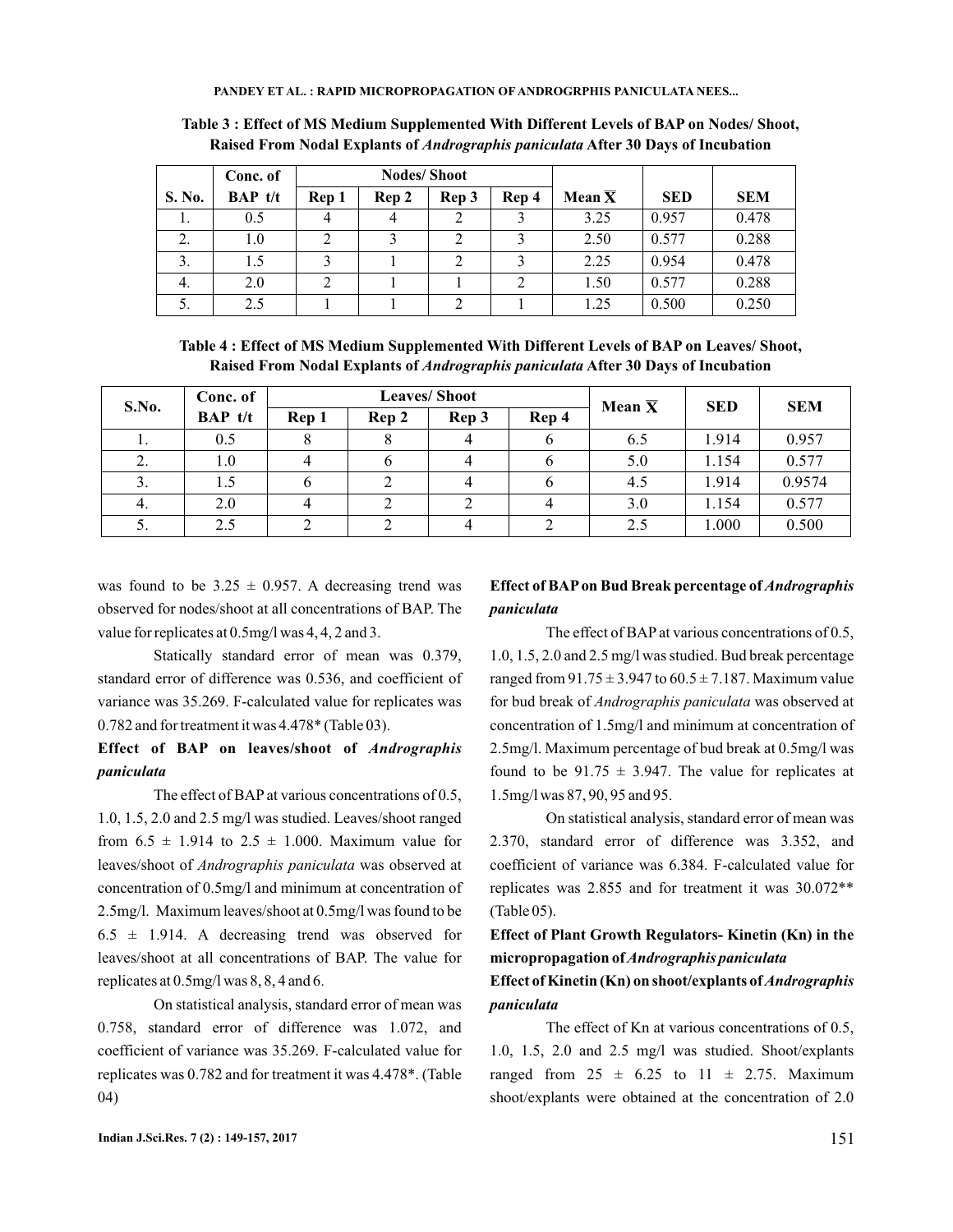**Table 3 : Effect of MS Medium Supplemented With Different Levels of BAP on Nodes/ Shoot, Raised From Nodal Explants of *Andrographis paniculata* After 30 Days of Incubation**

| S. No. | Conc. of BAP t/t | Nodes/ Shoot | | | | Mean $\overline{X}$ | SED | SEM |
|---|---|---|---|---|---|---|---|---|
| | | Rep 1 | Rep 2 | Rep 3 | Rep 4 | | | |
| 1. | 0.5 | 4 | 4 | 2 | 3 | 3.25 | 0.957 | 0.478 |
| 2. | 1.0 | 2 | 3 | 2 | 3 | 2.50 | 0.577 | 0.288 |
| 3. | 1.5 | 3 | 1 | 2 | 3 | 2.25 | 0.954 | 0.478 |
| 4. | 2.0 | 2 | 1 | 1 | 2 | 1.50 | 0.577 | 0.288 |
| 5. | 2.5 | 1 | 1 | 2 | 1 | 1.25 | 0.500 | 0.250 |

**Table 4 : Effect of MS Medium Supplemented With Different Levels of BAP on Leaves/ Shoot, Raised From Nodal Explants of *Andrographis paniculata* After 30 Days of Incubation**

| S.No. | Conc. of BAP t/t | Leaves/ Shoot | | | | Mean $\overline{X}$ | SED | SEM |
|---|---|---|---|---|---|---|---|---|
| | | Rep 1 | Rep 2 | Rep 3 | Rep 4 | | | |
| 1. | 0.5 | 8 | 8 | 4 | 6 | 6.5 | 1.914 | 0.957 |
| 2. | 1.0 | 4 | 6 | 4 | 6 | 5.0 | 1.154 | 0.577 |
| 3. | 1.5 | 6 | 2 | 4 | 6 | 4.5 | 1.914 | 0.9574 |
| 4. | 2.0 | 4 | 2 | 2 | 4 | 3.0 | 1.154 | 0.577 |
| 5. | 2.5 | 2 | 2 | 4 | 2 | 2.5 | 1.000 | 0.500 |

was found to be 3.25 ± 0.957. A decreasing trend was observed for nodes/shoot at all concentrations of BAP. The value for replicates at 0.5mg/l was 4, 4, 2 and 3.

Statically standard error of mean was 0.379, standard error of difference was 0.536, and coefficient of variance was 35.269. F-calculated value for replicates was 0.782 and for treatment it was 4.478* (Table 03).

### Effect of BAP on leaves/shoot of *Andrographis paniculata*

The effect of BAP at various concentrations of 0.5, 1.0, 1.5, 2.0 and 2.5 mg/l was studied. Leaves/shoot ranged from 6.5 ± 1.914 to 2.5 ± 1.000. Maximum value for leaves/shoot of *Andrographis paniculata* was observed at concentration of 0.5mg/l and minimum at concentration of 2.5mg/l. Maximum leaves/shoot at 0.5mg/l was found to be 6.5 ± 1.914. A decreasing trend was observed for leaves/shoot at all concentrations of BAP. The value for replicates at 0.5mg/l was 8, 8, 4 and 6.

On statistical analysis, standard error of mean was 0.758, standard error of difference was 1.072, and coefficient of variance was 35.269. F-calculated value for replicates was 0.782 and for treatment it was 4.478*. (Table 04)

### Effect of BAP on Bud Break percentage of *Andrographis paniculata*

The effect of BAP at various concentrations of 0.5, 1.0, 1.5, 2.0 and 2.5 mg/l was studied. Bud break percentage ranged from 91.75 ± 3.947 to 60.5 ± 7.187. Maximum value for bud break of *Andrographis paniculata* was observed at concentration of 1.5mg/l and minimum at concentration of 2.5mg/l. Maximum percentage of bud break at 0.5mg/l was found to be 91.75 ± 3.947. The value for replicates at 1.5mg/l was 87, 90, 95 and 95.

On statistical analysis, standard error of mean was 2.370, standard error of difference was 3.352, and coefficient of variance was 6.384. F-calculated value for replicates was 2.855 and for treatment it was 30.072** (Table 05).

### Effect of Plant Growth Regulators- Kinetin (Kn) in the micropropagation of *Andrographis paniculata*

### Effect of Kinetin (Kn) on shoot/explants of *Andrographis paniculata*

The effect of Kn at various concentrations of 0.5, 1.0, 1.5, 2.0 and 2.5 mg/l was studied. Shoot/explants ranged from 25 ± 6.25 to 11 ± 2.75. Maximum shoot/explants were obtained at the concentration of 2.0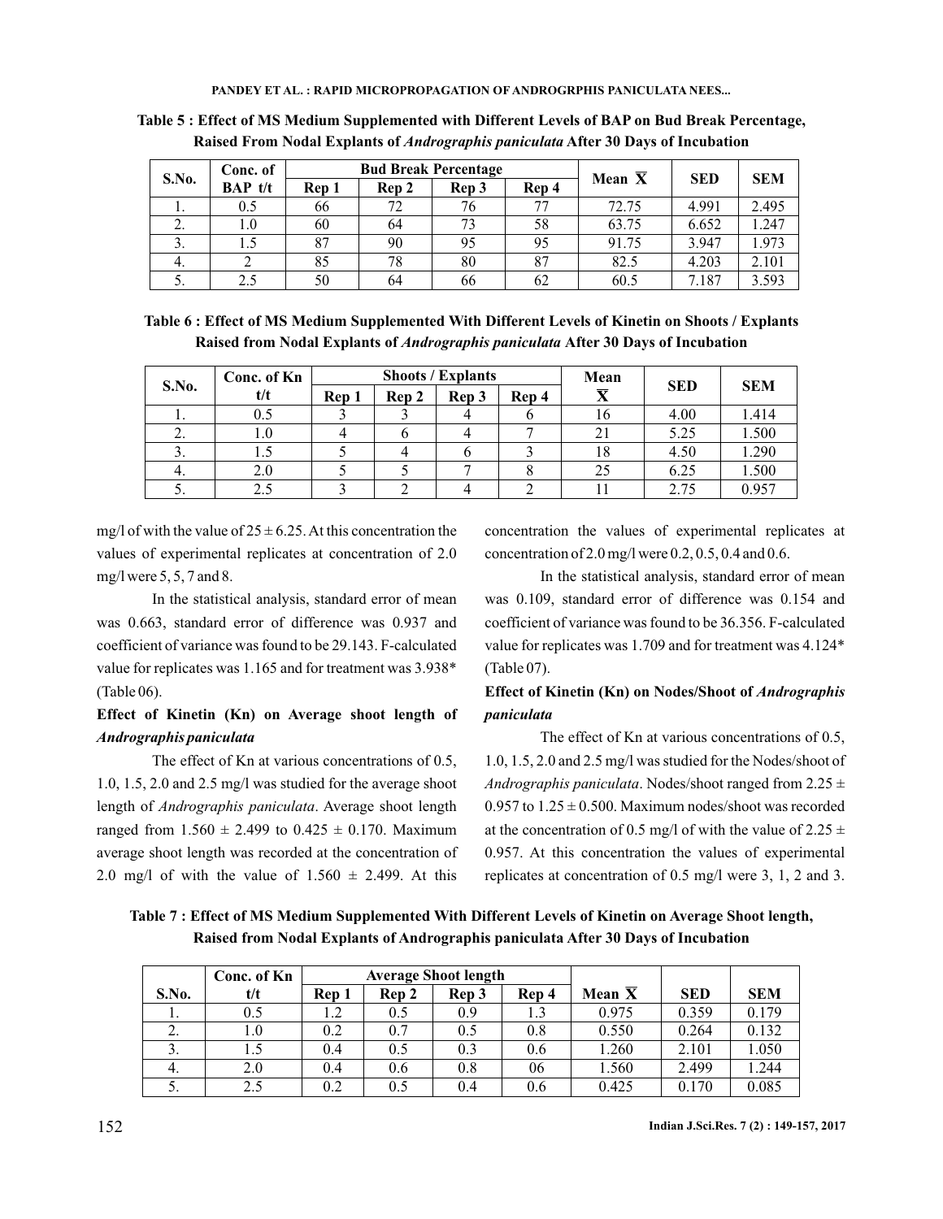**Table 5 : Effect of MS Medium Supplemented with Different Levels of BAP on Bud Break Percentage, Raised From Nodal Explants of *Andrographis paniculata* After 30 Days of Incubation**

| S.No. | Conc. of BAP t/t | Bud Break Percentage | | | | Mean $\overline{X}$ | SED | SEM |
|---|---|---|---|---|---|---|---|---|
| | | Rep 1 | Rep 2 | Rep 3 | Rep 4 | | | |
| 1. | 0.5 | 66 | 72 | 76 | 77 | 72.75 | 4.991 | 2.495 |
| 2. | 1.0 | 60 | 64 | 73 | 58 | 63.75 | 6.652 | 1.247 |
| 3. | 1.5 | 87 | 90 | 95 | 95 | 91.75 | 3.947 | 1.973 |
| 4. | 2 | 85 | 78 | 80 | 87 | 82.5 | 4.203 | 2.101 |
| 5. | 2.5 | 50 | 64 | 66 | 62 | 60.5 | 7.187 | 3.593 |

**Table 6 : Effect of MS Medium Supplemented With Different Levels of Kinetin on Shoots / Explants Raised from Nodal Explants of *Andrographis paniculata* After 30 Days of Incubation**

| S.No. | Conc. of Kn t/t | Shoots / Explants | | | | Mean $\overline{X}$ | SED | SEM |
|---|---|---|---|---|---|---|---|---|
| | | Rep 1 | Rep 2 | Rep 3 | Rep 4 | | | |
| 1. | 0.5 | 3 | 3 | 4 | 6 | 16 | 4.00 | 1.414 |
| 2. | 1.0 | 4 | 6 | 4 | 7 | 21 | 5.25 | 1.500 |
| 3. | 1.5 | 5 | 4 | 6 | 3 | 18 | 4.50 | 1.290 |
| 4. | 2.0 | 5 | 5 | 7 | 8 | 25 | 6.25 | 1.500 |
| 5. | 2.5 | 3 | 2 | 4 | 2 | 11 | 2.75 | 0.957 |

mg/l of with the value of 25 ± 6.25. At this concentration the values of experimental replicates at concentration of 2.0 mg/l were 5, 5, 7 and 8.

In the statistical analysis, standard error of mean was 0.663, standard error of difference was 0.937 and coefficient of variance was found to be 29.143. F-calculated value for replicates was 1.165 and for treatment was 3.938* (Table 06).

### Effect of Kinetin (Kn) on Average shoot length of *Andrographis paniculata*

The effect of Kn at various concentrations of 0.5, 1.0, 1.5, 2.0 and 2.5 mg/l was studied for the average shoot length of *Andrographis paniculata*. Average shoot length ranged from 1.560 ± 2.499 to 0.425 ± 0.170. Maximum average shoot length was recorded at the concentration of 2.0 mg/l of with the value of 1.560 ± 2.499. At this concentration the values of experimental replicates at concentration of 2.0 mg/l were 0.2, 0.5, 0.4 and 0.6.

In the statistical analysis, standard error of mean was 0.109, standard error of difference was 0.154 and coefficient of variance was found to be 36.356. F-calculated value for replicates was 1.709 and for treatment was 4.124* (Table 07).

### Effect of Kinetin (Kn) on Nodes/Shoot of *Andrographis paniculata*

The effect of Kn at various concentrations of 0.5, 1.0, 1.5, 2.0 and 2.5 mg/l was studied for the Nodes/shoot of *Andrographis paniculata*. Nodes/shoot ranged from 2.25 ± 0.957 to 1.25 ± 0.500. Maximum nodes/shoot was recorded at the concentration of 0.5 mg/l of with the value of 2.25 ± 0.957. At this concentration the values of experimental replicates at concentration of 0.5 mg/l were 3, 1, 2 and 3.

**Table 7 : Effect of MS Medium Supplemented With Different Levels of Kinetin on Average Shoot length, Raised from Nodal Explants of Andrographis paniculata After 30 Days of Incubation**

| S.No. | Conc. of Kn t/t | Average Shoot length | | | | Mean $\overline{X}$ | SED | SEM |
|---|---|---|---|---|---|---|---|---|
| | | Rep 1 | Rep 2 | Rep 3 | Rep 4 | | | |
| 1. | 0.5 | 1.2 | 0.5 | 0.9 | 1.3 | 0.975 | 0.359 | 0.179 |
| 2. | 1.0 | 0.2 | 0.7 | 0.5 | 0.8 | 0.550 | 0.264 | 0.132 |
| 3. | 1.5 | 0.4 | 0.5 | 0.3 | 0.6 | 1.260 | 2.101 | 1.050 |
| 4. | 2.0 | 0.4 | 0.6 | 0.8 | 06 | 1.560 | 2.499 | 1.244 |
| 5. | 2.5 | 0.2 | 0.5 | 0.4 | 0.6 | 0.425 | 0.170 | 0.085 |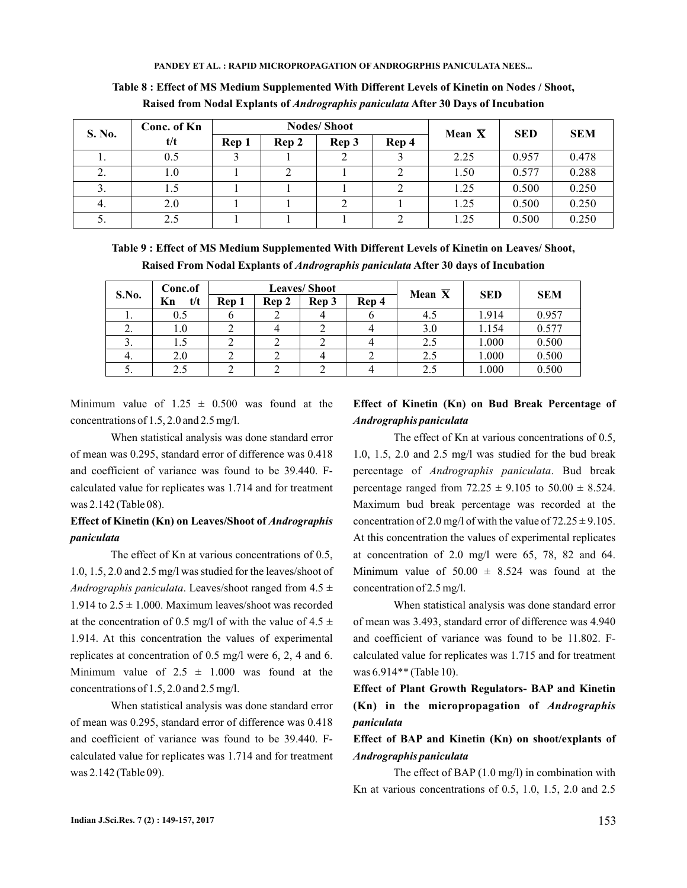**Table 8 : Effect of MS Medium Supplemented With Different Levels of Kinetin on Nodes / Shoot, Raised from Nodal Explants of *Andrographis paniculata* After 30 Days of Incubation**

| S. No. | Conc. of Kn t/t | Nodes/ Shoot | | | | Mean $\overline{X}$ | SED | SEM |
|---|---|---|---|---|---|---|---|---|
| | | Rep 1 | Rep 2 | Rep 3 | Rep 4 | | | |
| 1. | 0.5 | 3 | 1 | 2 | 3 | 2.25 | 0.957 | 0.478 |
| 2. | 1.0 | 1 | 2 | 1 | 2 | 1.50 | 0.577 | 0.288 |
| 3. | 1.5 | 1 | 1 | 1 | 2 | 1.25 | 0.500 | 0.250 |
| 4. | 2.0 | 1 | 1 | 2 | 1 | 1.25 | 0.500 | 0.250 |
| 5. | 2.5 | 1 | 1 | 1 | 2 | 1.25 | 0.500 | 0.250 |

**Table 9 : Effect of MS Medium Supplemented With Different Levels of Kinetin on Leaves/ Shoot, Raised From Nodal Explants of *Andrographis paniculata* After 30 days of Incubation**

| S.No. | Conc.of Kn t/t | Leaves/ Shoot | | | | Mean $\overline{X}$ | SED | SEM |
|---|---|---|---|---|---|---|---|---|
| | | Rep 1 | Rep 2 | Rep 3 | Rep 4 | | | |
| 1. | 0.5 | 6 | 2 | 4 | 6 | 4.5 | 1.914 | 0.957 |
| 2. | 1.0 | 2 | 4 | 2 | 4 | 3.0 | 1.154 | 0.577 |
| 3. | 1.5 | 2 | 2 | 2 | 4 | 2.5 | 1.000 | 0.500 |
| 4. | 2.0 | 2 | 2 | 4 | 2 | 2.5 | 1.000 | 0.500 |
| 5. | 2.5 | 2 | 2 | 2 | 4 | 2.5 | 1.000 | 0.500 |

Minimum value of 1.25 ± 0.500 was found at the concentrations of 1.5, 2.0 and 2.5 mg/l.

When statistical analysis was done standard error of mean was 0.295, standard error of difference was 0.418 and coefficient of variance was found to be 39.440. F-calculated value for replicates was 1.714 and for treatment was 2.142 (Table 08).

### Effect of Kinetin (Kn) on Leaves/Shoot of *Andrographis paniculata*

The effect of Kn at various concentrations of 0.5, 1.0, 1.5, 2.0 and 2.5 mg/l was studied for the leaves/shoot of *Andrographis paniculata*. Leaves/shoot ranged from 4.5 ± 1.914 to 2.5 ± 1.000. Maximum leaves/shoot was recorded at the concentration of 0.5 mg/l of with the value of 4.5 ± 1.914. At this concentration the values of experimental replicates at concentration of 0.5 mg/l were 6, 2, 4 and 6. Minimum value of 2.5 ± 1.000 was found at the concentrations of 1.5, 2.0 and 2.5 mg/l.

When statistical analysis was done standard error of mean was 0.295, standard error of difference was 0.418 and coefficient of variance was found to be 39.440. F-calculated value for replicates was 1.714 and for treatment was 2.142 (Table 09).

### Effect of Kinetin (Kn) on Bud Break Percentage of *Andrographis paniculata*

The effect of Kn at various concentrations of 0.5, 1.0, 1.5, 2.0 and 2.5 mg/l was studied for the bud break percentage of *Andrographis paniculata*. Bud break percentage ranged from 72.25 ± 9.105 to 50.00 ± 8.524. Maximum bud break percentage was recorded at the concentration of 2.0 mg/l of with the value of 72.25 ± 9.105. At this concentration the values of experimental replicates at concentration of 2.0 mg/l were 65, 78, 82 and 64. Minimum value of 50.00 ± 8.524 was found at the concentration of 2.5 mg/l.

When statistical analysis was done standard error of mean was 3.493, standard error of difference was 4.940 and coefficient of variance was found to be 11.802. F-calculated value for replicates was 1.715 and for treatment was 6.914** (Table 10).

## Effect of Plant Growth Regulators- BAP and Kinetin (Kn) in the micropropagation of *Andrographis paniculata*

### Effect of BAP and Kinetin (Kn) on shoot/explants of *Andrographis paniculata*

The effect of BAP (1.0 mg/l) in combination with Kn at various concentrations of 0.5, 1.0, 1.5, 2.0 and 2.5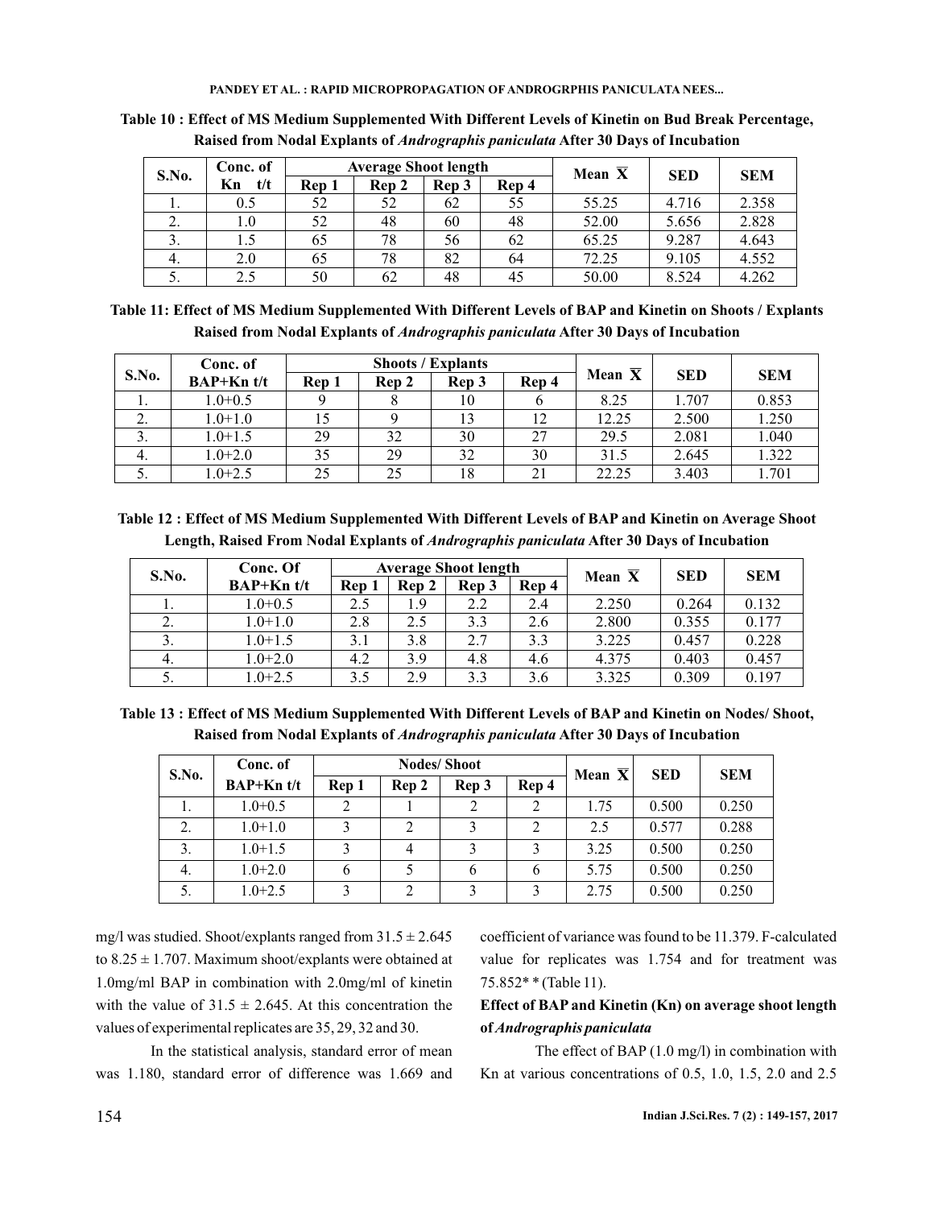**Table 10 : Effect of MS Medium Supplemented With Different Levels of Kinetin on Bud Break Percentage, Raised from Nodal Explants of *Andrographis paniculata* After 30 Days of Incubation**

| S.No. | Conc. of Kn t/t | Average Shoot length | | | | Mean $\overline{X}$ | SED | SEM |
|---|---|---|---|---|---|---|---|---|
| | | Rep 1 | Rep 2 | Rep 3 | Rep 4 | | | |
| 1. | 0.5 | 52 | 52 | 62 | 55 | 55.25 | 4.716 | 2.358 |
| 2. | 1.0 | 52 | 48 | 60 | 48 | 52.00 | 5.656 | 2.828 |
| 3. | 1.5 | 65 | 78 | 56 | 62 | 65.25 | 9.287 | 4.643 |
| 4. | 2.0 | 65 | 78 | 82 | 64 | 72.25 | 9.105 | 4.552 |
| 5. | 2.5 | 50 | 62 | 48 | 45 | 50.00 | 8.524 | 4.262 |

**Table 11: Effect of MS Medium Supplemented With Different Levels of BAP and Kinetin on Shoots / Explants Raised from Nodal Explants of *Andrographis paniculata* After 30 Days of Incubation**

| S.No. | Conc. of BAP+Kn t/t | Shoots / Explants | | | | Mean $\overline{X}$ | SED | SEM |
|---|---|---|---|---|---|---|---|---|
| | | Rep 1 | Rep 2 | Rep 3 | Rep 4 | | | |
| 1. | 1.0+0.5 | 9 | 8 | 10 | 6 | 8.25 | 1.707 | 0.853 |
| 2. | 1.0+1.0 | 15 | 9 | 13 | 12 | 12.25 | 2.500 | 1.250 |
| 3. | 1.0+1.5 | 29 | 32 | 30 | 27 | 29.5 | 2.081 | 1.040 |
| 4. | 1.0+2.0 | 35 | 29 | 32 | 30 | 31.5 | 2.645 | 1.322 |
| 5. | 1.0+2.5 | 25 | 25 | 18 | 21 | 22.25 | 3.403 | 1.701 |

**Table 12 : Effect of MS Medium Supplemented With Different Levels of BAP and Kinetin on Average Shoot Length, Raised From Nodal Explants of *Andrographis paniculata* After 30 Days of Incubation**

| S.No. | Conc. Of BAP+Kn t/t | Average Shoot length | | | | Mean $\overline{X}$ | SED | SEM |
|---|---|---|---|---|---|---|---|---|
| | | Rep 1 | Rep 2 | Rep 3 | Rep 4 | | | |
| 1. | 1.0+0.5 | 2.5 | 1.9 | 2.2 | 2.4 | 2.250 | 0.264 | 0.132 |
| 2. | 1.0+1.0 | 2.8 | 2.5 | 3.3 | 2.6 | 2.800 | 0.355 | 0.177 |
| 3. | 1.0+1.5 | 3.1 | 3.8 | 2.7 | 3.3 | 3.225 | 0.457 | 0.228 |
| 4. | 1.0+2.0 | 4.2 | 3.9 | 4.8 | 4.6 | 4.375 | 0.403 | 0.457 |
| 5. | 1.0+2.5 | 3.5 | 2.9 | 3.3 | 3.6 | 3.325 | 0.309 | 0.197 |

**Table 13 : Effect of MS Medium Supplemented With Different Levels of BAP and Kinetin on Nodes/ Shoot, Raised from Nodal Explants of *Andrographis paniculata* After 30 Days of Incubation**

| S.No. | Conc. of BAP+Kn t/t | Nodes/ Shoot | | | | Mean $\overline{X}$ | SED | SEM |
|---|---|---|---|---|---|---|---|---|
| | | Rep 1 | Rep 2 | Rep 3 | Rep 4 | | | |
| 1. | 1.0+0.5 | 2 | 1 | 2 | 2 | 1.75 | 0.500 | 0.250 |
| 2. | 1.0+1.0 | 3 | 2 | 3 | 2 | 2.5 | 0.577 | 0.288 |
| 3. | 1.0+1.5 | 3 | 4 | 3 | 3 | 3.25 | 0.500 | 0.250 |
| 4. | 1.0+2.0 | 6 | 5 | 6 | 6 | 5.75 | 0.500 | 0.250 |
| 5. | 1.0+2.5 | 3 | 2 | 3 | 3 | 2.75 | 0.500 | 0.250 |

mg/l was studied. Shoot/explants ranged from 31.5 ± 2.645 to 8.25 ± 1.707. Maximum shoot/explants were obtained at 1.0mg/ml BAP in combination with 2.0mg/ml of kinetin with the value of 31.5 ± 2.645. At this concentration the values of experimental replicates are 35, 29, 32 and 30.

In the statistical analysis, standard error of mean was 1.180, standard error of difference was 1.669 and coefficient of variance was found to be 11.379. F-calculated value for replicates was 1.754 and for treatment was 75.852** (Table 11).

### Effect of BAP and Kinetin (Kn) on average shoot length of *Andrographis paniculata*

The effect of BAP (1.0 mg/l) in combination with Kn at various concentrations of 0.5, 1.0, 1.5, 2.0 and 2.5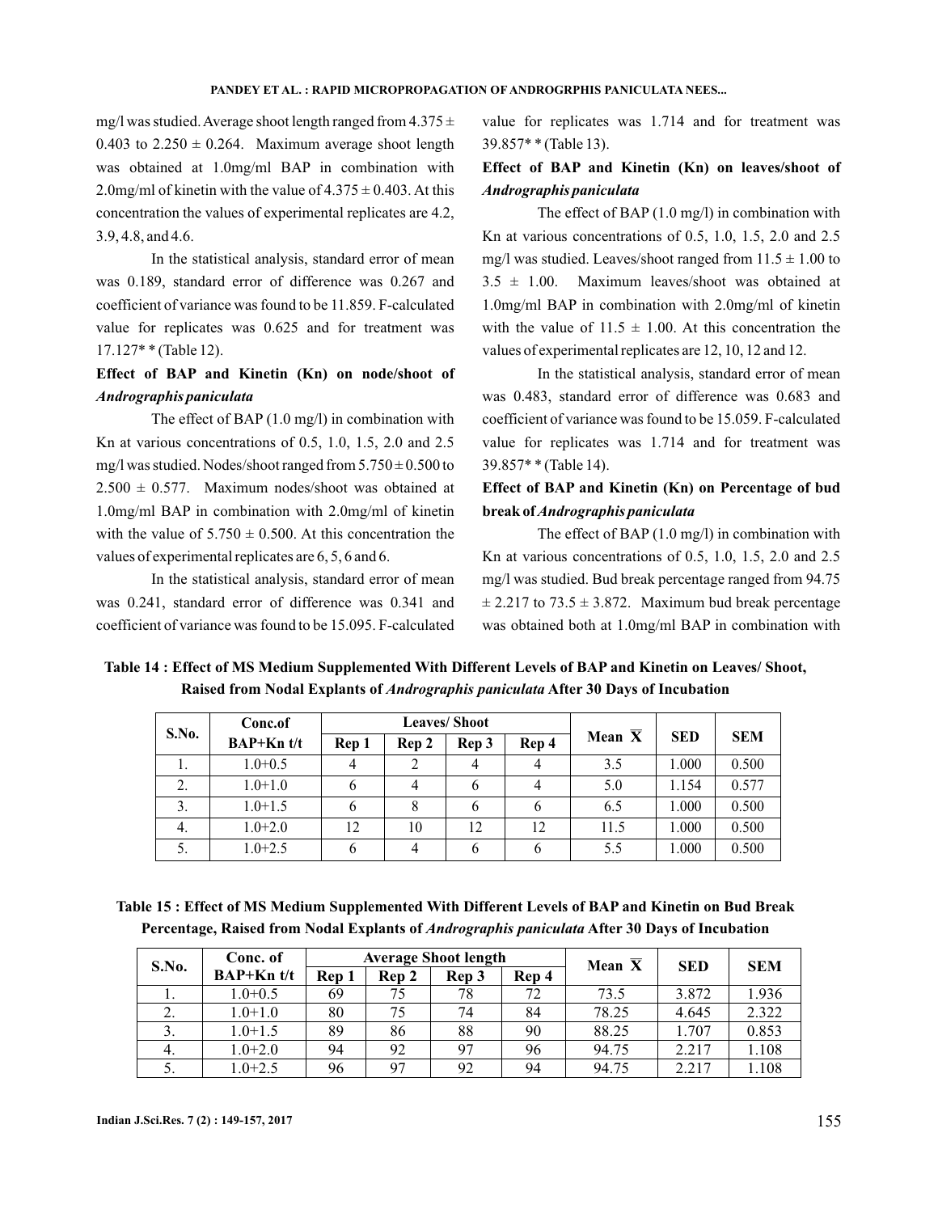mg/l was studied. Average shoot length ranged from 4.375 ± 0.403 to 2.250 ± 0.264. Maximum average shoot length was obtained at 1.0mg/ml BAP in combination with 2.0mg/ml of kinetin with the value of 4.375 ± 0.403. At this concentration the values of experimental replicates are 4.2, 3.9, 4.8, and 4.6.

In the statistical analysis, standard error of mean was 0.189, standard error of difference was 0.267 and coefficient of variance was found to be 11.859. F-calculated value for replicates was 0.625 and for treatment was 17.127** (Table 12).

### Effect of BAP and Kinetin (Kn) on node/shoot of *Andrographis paniculata*

The effect of BAP (1.0 mg/l) in combination with Kn at various concentrations of 0.5, 1.0, 1.5, 2.0 and 2.5 mg/l was studied. Nodes/shoot ranged from 5.750 ± 0.500 to 2.500 ± 0.577. Maximum nodes/shoot was obtained at 1.0mg/ml BAP in combination with 2.0mg/ml of kinetin with the value of 5.750 ± 0.500. At this concentration the values of experimental replicates are 6, 5, 6 and 6.

In the statistical analysis, standard error of mean was 0.241, standard error of difference was 0.341 and coefficient of variance was found to be 15.095. F-calculated value for replicates was 1.714 and for treatment was 39.857** (Table 13).

### Effect of BAP and Kinetin (Kn) on leaves/shoot of *Andrographis paniculata*

The effect of BAP (1.0 mg/l) in combination with Kn at various concentrations of 0.5, 1.0, 1.5, 2.0 and 2.5 mg/l was studied. Leaves/shoot ranged from 11.5 ± 1.00 to 3.5 ± 1.00. Maximum leaves/shoot was obtained at 1.0mg/ml BAP in combination with 2.0mg/ml of kinetin with the value of 11.5 ± 1.00. At this concentration the values of experimental replicates are 12, 10, 12 and 12.

In the statistical analysis, standard error of mean was 0.483, standard error of difference was 0.683 and coefficient of variance was found to be 15.059. F-calculated value for replicates was 1.714 and for treatment was 39.857** (Table 14).

### Effect of BAP and Kinetin (Kn) on Percentage of bud break of *Andrographis paniculata*

The effect of BAP (1.0 mg/l) in combination with Kn at various concentrations of 0.5, 1.0, 1.5, 2.0 and 2.5 mg/l was studied. Bud break percentage ranged from 94.75 ± 2.217 to 73.5 ± 3.872. Maximum bud break percentage was obtained both at 1.0mg/ml BAP in combination with

**Table 14 : Effect of MS Medium Supplemented With Different Levels of BAP and Kinetin on Leaves/ Shoot, Raised from Nodal Explants of *Andrographis paniculata* After 30 Days of Incubation**

| S.No. | Conc.of BAP+Kn t/t | Leaves/ Shoot | | | | Mean $\overline{X}$ | SED | SEM |
|---|---|---|---|---|---|---|---|---|
| | | Rep 1 | Rep 2 | Rep 3 | Rep 4 | | | |
| 1. | 1.0+0.5 | 4 | 2 | 4 | 4 | 3.5 | 1.000 | 0.500 |
| 2. | 1.0+1.0 | 6 | 4 | 6 | 4 | 5.0 | 1.154 | 0.577 |
| 3. | 1.0+1.5 | 6 | 8 | 6 | 6 | 6.5 | 1.000 | 0.500 |
| 4. | 1.0+2.0 | 12 | 10 | 12 | 12 | 11.5 | 1.000 | 0.500 |
| 5. | 1.0+2.5 | 6 | 4 | 6 | 6 | 5.5 | 1.000 | 0.500 |

**Table 15 : Effect of MS Medium Supplemented With Different Levels of BAP and Kinetin on Bud Break Percentage, Raised from Nodal Explants of *Andrographis paniculata* After 30 Days of Incubation**

| S.No. | Conc. of BAP+Kn t/t | Average Shoot length | | | | Mean $\overline{X}$ | SED | SEM |
|---|---|---|---|---|---|---|---|---|
| | | Rep 1 | Rep 2 | Rep 3 | Rep 4 | | | |
| 1. | 1.0+0.5 | 69 | 75 | 78 | 72 | 73.5 | 3.872 | 1.936 |
| 2. | 1.0+1.0 | 80 | 75 | 74 | 84 | 78.25 | 4.645 | 2.322 |
| 3. | 1.0+1.5 | 89 | 86 | 88 | 90 | 88.25 | 1.707 | 0.853 |
| 4. | 1.0+2.0 | 94 | 92 | 97 | 96 | 94.75 | 2.217 | 1.108 |
| 5. | 1.0+2.5 | 96 | 97 | 92 | 94 | 94.75 | 2.217 | 1.108 |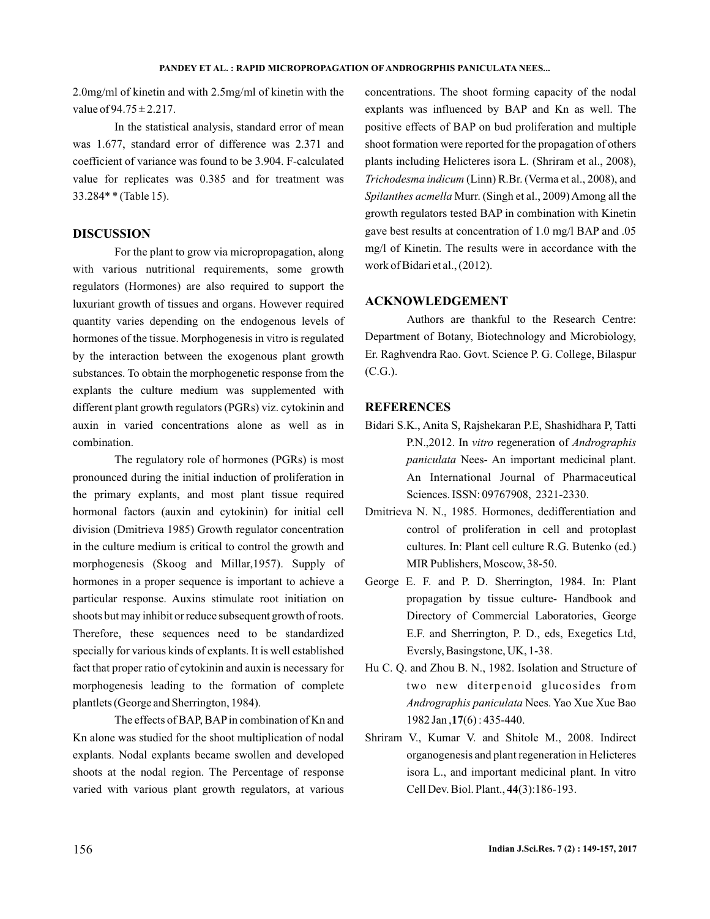2.0mg/ml of kinetin and with 2.5mg/ml of kinetin with the value of 94.75 ± 2.217.

In the statistical analysis, standard error of mean was 1.677, standard error of difference was 2.371 and coefficient of variance was found to be 3.904. F-calculated value for replicates was 0.385 and for treatment was 33.284** (Table 15).

## DISCUSSION

For the plant to grow via micropropagation, along with various nutritional requirements, some growth regulators (Hormones) are also required to support the luxuriant growth of tissues and organs. However required quantity varies depending on the endogenous levels of hormones of the tissue. Morphogenesis in vitro is regulated by the interaction between the exogenous plant growth substances. To obtain the morphogenetic response from the explants the culture medium was supplemented with different plant growth regulators (PGRs) viz. cytokinin and auxin in varied concentrations alone as well as in combination.

The regulatory role of hormones (PGRs) is most pronounced during the initial induction of proliferation in the primary explants, and most plant tissue required hormonal factors (auxin and cytokinin) for initial cell division (Dmitrieva 1985) Growth regulator concentration in the culture medium is critical to control the growth and morphogenesis (Skoog and Millar,1957). Supply of hormones in a proper sequence is important to achieve a particular response. Auxins stimulate root initiation on shoots but may inhibit or reduce subsequent growth of roots. Therefore, these sequences need to be standardized specially for various kinds of explants. It is well established fact that proper ratio of cytokinin and auxin is necessary for morphogenesis leading to the formation of complete plantlets (George and Sherrington, 1984).

The effects of BAP, BAP in combination of Kn and Kn alone was studied for the shoot multiplication of nodal explants. Nodal explants became swollen and developed shoots at the nodal region. The Percentage of response varied with various plant growth regulators, at various concentrations. The shoot forming capacity of the nodal explants was influenced by BAP and Kn as well. The positive effects of BAP on bud proliferation and multiple shoot formation were reported for the propagation of others plants including Helicteres isora L. (Shriram et al., 2008), *Trichodesma indicum* (Linn) R.Br. (Verma et al., 2008), and *Spilanthes acmella* Murr. (Singh et al., 2009) Among all the growth regulators tested BAP in combination with Kinetin gave best results at concentration of 1.0 mg/l BAP and .05 mg/l of Kinetin. The results were in accordance with the work of Bidari et al., (2012).

## ACKNOWLEDGEMENT

Authors are thankful to the Research Centre: Department of Botany, Biotechnology and Microbiology, Er. Raghvendra Rao. Govt. Science P. G. College, Bilaspur (C.G.).

## REFERENCES

Bidari S.K., Anita S, Rajshekaran P.E, Shashidhara P, Tatti P.N.,2012. In *vitro* regeneration of *Andrographis paniculata* Nees- An important medicinal plant. An International Journal of Pharmaceutical Sciences. ISSN: 09767908, 2321-2330.

Dmitrieva N. N., 1985. Hormones, dedifferentiation and control of proliferation in cell and protoplast cultures. In: Plant cell culture R.G. Butenko (ed.) MIR Publishers, Moscow, 38-50.

George E. F. and P. D. Sherrington, 1984. In: Plant propagation by tissue culture- Handbook and Directory of Commercial Laboratories, George E.F. and Sherrington, P. D., eds, Exegetics Ltd, Eversly, Basingstone, UK, 1-38.

Hu C. Q. and Zhou B. N., 1982. Isolation and Structure of two new diterpenoid glucosides from *Andrographis paniculata* Nees. Yao Xue Xue Bao 1982 Jan ,**17**(6) : 435-440.

Shriram V., Kumar V. and Shitole M., 2008. Indirect organogenesis and plant regeneration in Helicteres isora L., and important medicinal plant. In vitro Cell Dev. Biol. Plant., **44**(3):186-193.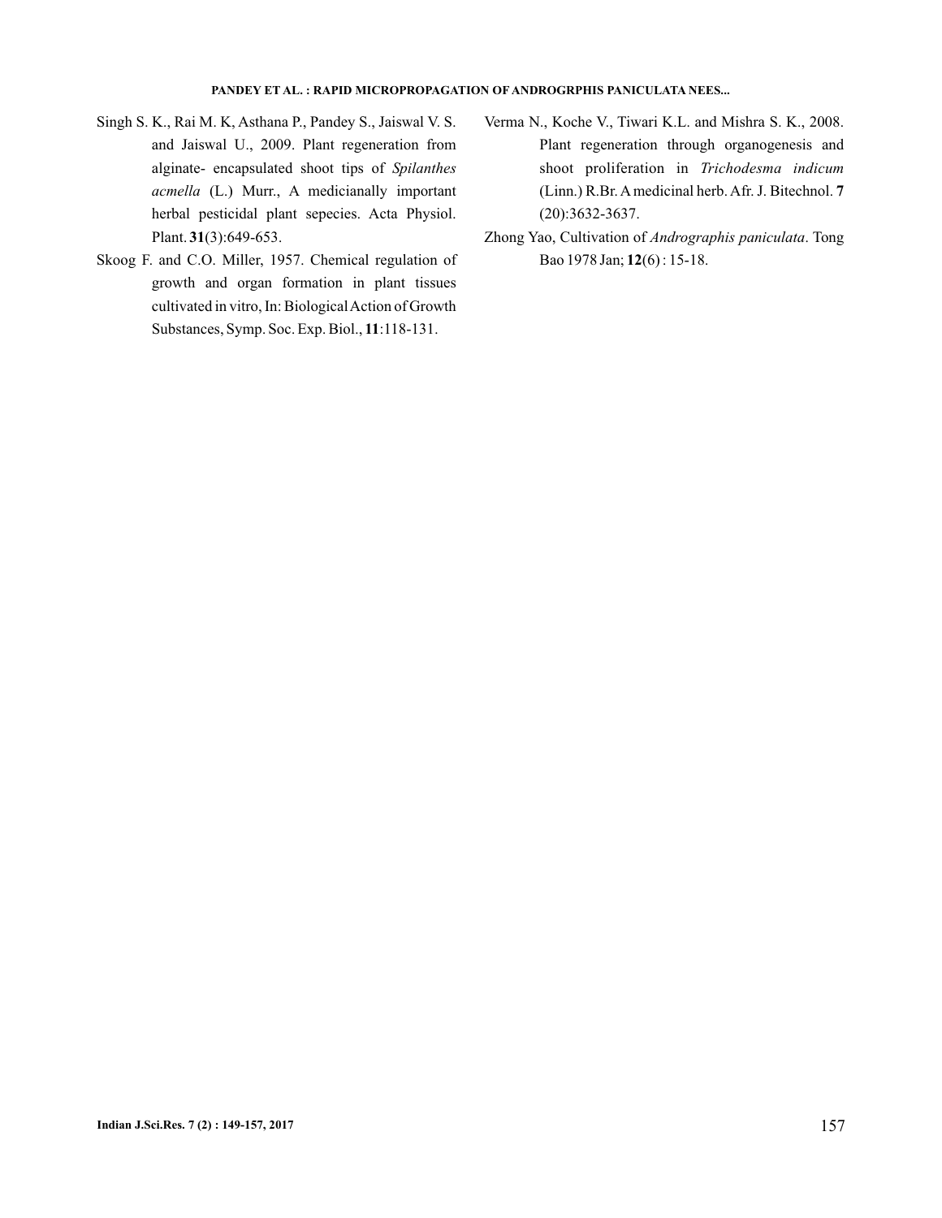Singh S. K., Rai M. K, Asthana P., Pandey S., Jaiswal V. S. and Jaiswal U., 2009. Plant regeneration from alginate- encapsulated shoot tips of *Spilanthes acmella* (L.) Murr., A medicianally important herbal pesticidal plant sepecies. Acta Physiol. Plant. **31**(3):649-653.

Skoog F. and C.O. Miller, 1957. Chemical regulation of growth and organ formation in plant tissues cultivated in vitro, In: Biological Action of Growth Substances, Symp. Soc. Exp. Biol., **11**:118-131.

Verma N., Koche V., Tiwari K.L. and Mishra S. K., 2008. Plant regeneration through organogenesis and shoot proliferation in *Trichodesma indicum* (Linn.) R.Br. A medicinal herb. Afr. J. Bitechnol. **7** (20):3632-3637.

Zhong Yao, Cultivation of *Andrographis paniculata*. Tong Bao 1978 Jan; **12**(6) : 15-18.